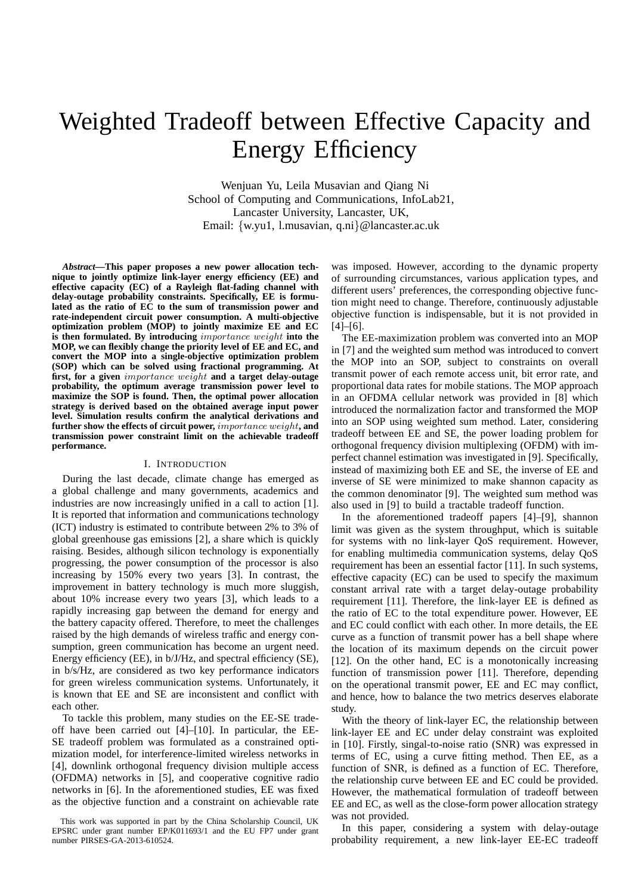# Weighted Tradeoff between Effective Capacity and Energy Efficiency

Wenjuan Yu, Leila Musavian and Qiang Ni
School of Computing and Communications, InfoLab21,
Lancaster University, Lancaster, UK,
Email: {w.yu1, l.musavian, q.ni}@lancaster.ac.uk

***Abstract*—This paper proposes a new power allocation technique to jointly optimize link-layer energy efficiency (EE) and effective capacity (EC) of a Rayleigh flat-fading channel with delay-outage probability constraints. Specifically, EE is formulated as the ratio of EC to the sum of transmission power and rate-independent circuit power consumption. A multi-objective optimization problem (MOP) to jointly maximize EE and EC is then formulated. By introducing $importance\ weight$ into the MOP, we can flexibly change the priority level of EE and EC, and convert the MOP into a single-objective optimization problem (SOP) which can be solved using fractional programming. At first, for a given $importance\ weight$ and a target delay-outage probability, the optimum average transmission power level to maximize the SOP is found. Then, the optimal power allocation strategy is derived based on the obtained average input power level. Simulation results confirm the analytical derivations and further show the effects of circuit power, $importance\ weight$, and transmission power constraint limit on the achievable tradeoff performance.**

## I. Introduction

During the last decade, climate change has emerged as a global challenge and many governments, academics and industries are now increasingly unified in a call to action [1]. It is reported that information and communications technology (ICT) industry is estimated to contribute between 2% to 3% of global greenhouse gas emissions [2], a share which is quickly raising. Besides, although silicon technology is exponentially progressing, the power consumption of the processor is also increasing by 150% every two years [3]. In contrast, the improvement in battery technology is much more sluggish, about 10% increase every two years [3], which leads to a rapidly increasing gap between the demand for energy and the battery capacity offered. Therefore, to meet the challenges raised by the high demands of wireless traffic and energy consumption, green communication has become an urgent need. Energy efficiency (EE), in b/J/Hz, and spectral efficiency (SE), in b/s/Hz, are considered as two key performance indicators for green wireless communication systems. Unfortunately, it is known that EE and SE are inconsistent and conflict with each other.

To tackle this problem, many studies on the EE-SE tradeoff have been carried out [4]–[10]. In particular, the EE-SE tradeoff problem was formulated as a constrained optimization model, for interference-limited wireless networks in [4], downlink orthogonal frequency division multiple access (OFDMA) networks in [5], and cooperative cognitive radio networks in [6]. In the aforementioned studies, EE was fixed as the objective function and a constraint on achievable rate was imposed. However, according to the dynamic property of surrounding circumstances, various application types, and different users' preferences, the corresponding objective function might need to change. Therefore, continuously adjustable objective function is indispensable, but it is not provided in [4]–[6].

The EE-maximization problem was converted into an MOP in [7] and the weighted sum method was introduced to convert the MOP into an SOP, subject to constraints on overall transmit power of each remote access unit, bit error rate, and proportional data rates for mobile stations. The MOP approach in an OFDMA cellular network was provided in [8] which introduced the normalization factor and transformed the MOP into an SOP using weighted sum method. Later, considering tradeoff between EE and SE, the power loading problem for orthogonal frequency division multiplexing (OFDM) with imperfect channel estimation was investigated in [9]. Specifically, instead of maximizing both EE and SE, the inverse of EE and inverse of SE were minimized to make shannon capacity as the common denominator [9]. The weighted sum method was also used in [9] to build a tractable tradeoff function.

In the aforementioned tradeoff papers [4]–[9], shannon limit was given as the system throughput, which is suitable for systems with no link-layer QoS requirement. However, for enabling multimedia communication systems, delay QoS requirement has been an essential factor [11]. In such systems, effective capacity (EC) can be used to specify the maximum constant arrival rate with a target delay-outage probability requirement [11]. Therefore, the link-layer EE is defined as the ratio of EC to the total expenditure power. However, EE and EC could conflict with each other. In more details, the EE curve as a function of transmit power has a bell shape where the location of its maximum depends on the circuit power [12]. On the other hand, EC is a monotonically increasing function of transmission power [11]. Therefore, depending on the operational transmit power, EE and EC may conflict, and hence, how to balance the two metrics deserves elaborate study.

With the theory of link-layer EC, the relationship between link-layer EE and EC under delay constraint was exploited in [10]. Firstly, singal-to-noise ratio (SNR) was expressed in terms of EC, using a curve fitting method. Then EE, as a function of SNR, is defined as a function of EC. Therefore, the relationship curve between EE and EC could be provided. However, the mathematical formulation of tradeoff between EE and EC, as well as the close-form power allocation strategy was not provided.

In this paper, considering a system with delay-outage probability requirement, a new link-layer EE-EC tradeoff

This work was supported in part by the China Scholarship Council, UK EPSRC under grant number EP/K011693/1 and the EU FP7 under grant number PIRSES-GA-2013-610524.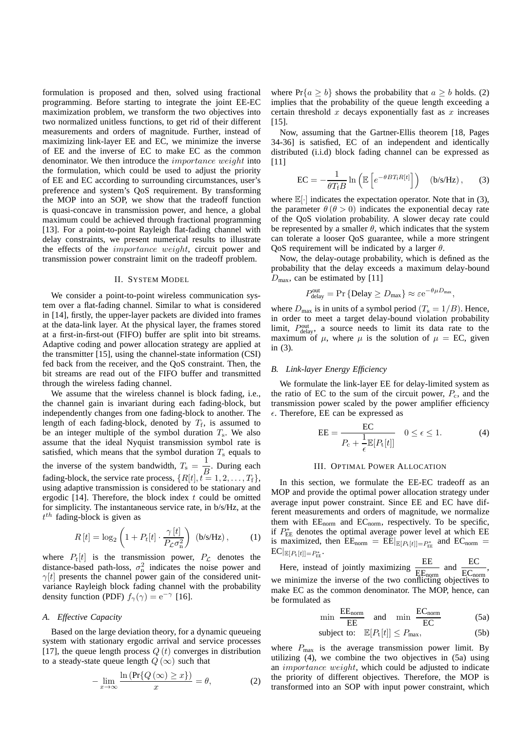formulation is proposed and then, solved using fractional programming. Before starting to integrate the joint EE-EC maximization problem, we transform the two objectives into two normalized unitless functions, to get rid of their different measurements and orders of magnitude. Further, instead of maximizing link-layer EE and EC, we minimize the inverse of EE and the inverse of EC to make EC as the common denominator. We then introduce the *importance weight* into the formulation, which could be used to adjust the priority of EE and EC according to surrounding circumstances, user's preference and system's QoS requirement. By transforming the MOP into an SOP, we show that the tradeoff function is quasi-concave in transmission power, and hence, a global maximum could be achieved through fractional programming [13]. For a point-to-point Rayleigh flat-fading channel with delay constraints, we present numerical results to illustrate the effects of the *importance weight*, circuit power and transmission power constraint limit on the tradeoff problem.

## II. System Model

We consider a point-to-point wireless communication system over a flat-fading channel. Similar to what is considered in [14], firstly, the upper-layer packets are divided into frames at the data-link layer. At the physical layer, the frames stored at a first-in-first-out (FIFO) buffer are split into bit streams. Adaptive coding and power allocation strategy are applied at the transmitter [15], using the channel-state information (CSI) fed back from the receiver, and the QoS constraint. Then, the bit streams are read out of the FIFO buffer and transmitted through the wireless fading channel.

We assume that the wireless channel is block fading, i.e., the channel gain is invariant during each fading-block, but independently changes from one fading-block to another. The length of each fading-block, denoted by $T_{\mathrm{f}}$, is assumed to be an integer multiple of the symbol duration $T_{\mathrm{s}}$. We also assume that the ideal Nyquist transmission symbol rate is satisfied, which means that the symbol duration $T_{\mathrm{s}}$ equals to the inverse of the system bandwidth, $T_{\mathrm{s}} = \dfrac{1}{B}$. During each fading-block, the service rate process, $\{R[t], t = 1, 2, \ldots, T_{\mathrm{f}}\}$, using adaptive transmission is considered to be stationary and ergodic [14]. Therefore, the block index $t$ could be omitted for simplicity. The instantaneous service rate, in b/s/Hz, at the $t^{th}$ fading-block is given as

$$R\left[t\right] = \log_2\left(1 + P_t[t] \cdot \frac{\gamma\left[t\right]}{P_{\mathcal{L}}\sigma_{\mathrm{n}}^2}\right) \;\; \text{(b/s/Hz)}, \tag{1}$$

where $P_t[t]$ is the transmission power, $P_{\mathcal{L}}$ denotes the distance-based path-loss, $\sigma_{\mathrm{n}}^2$ indicates the noise power and $\gamma[t]$ presents the channel power gain of the considered unit-variance Rayleigh block fading channel with the probability density function (PDF) $f_\gamma(\gamma) = \mathrm{e}^{-\gamma}$ [16].

### A. Effective Capacity

Based on the large deviation theory, for a dynamic queueing system with stationary ergodic arrival and service processes [17], the queue length process $Q\left(t\right)$ converges in distribution to a steady-state queue length $Q\left(\infty\right)$ such that

$$-\lim_{x\to\infty} \frac{\ln\left(\Pr\{Q\left(\infty\right) \geq x\}\right)}{x} = \theta, \tag{2}$$

where $\Pr\{a \geq b\}$ shows the probability that $a \geq b$ holds. (2) implies that the probability of the queue length exceeding a certain threshold $x$ decays exponentially fast as $x$ increases [15].

Now, assuming that the Gartner-Ellis theorem [18, Pages 34-36] is satisfied, EC of an independent and identically distributed (i.i.d) block fading channel can be expressed as [11]

$$\mathrm{EC} = -\frac{1}{\theta T_{\mathrm{f}} B} \ln\left(\mathbb{E}\left[e^{-\theta B T_{\mathrm{f}} R[t]}\right]\right) \quad \text{(b/s/Hz)}, \tag{3}$$

where $\mathbb{E}[\cdot]$ indicates the expectation operator. Note that in (3), the parameter $\theta\left(\theta > 0\right)$ indicates the exponential decay rate of the QoS violation probability. A slower decay rate could be represented by a smaller $\theta$, which indicates that the system can tolerate a looser QoS guarantee, while a more stringent QoS requirement will be indicated by a larger $\theta$.

Now, the delay-outage probability, which is defined as the probability that the delay exceeds a maximum delay-bound $D_{\max}$, can be estimated by [11]

$$P_{\mathrm{delay}}^{\mathrm{out}} = \Pr\left\{\mathrm{Delay} \geq D_{\max}\right\} \approx \varepsilon \mathrm{e}^{-\theta\mu D_{\max}},$$

where $D_{\max}$ is in units of a symbol period ($T_{\mathrm{s}} = 1/B$). Hence, in order to meet a target delay-bound violation probability limit, $P_{\mathrm{delay}}^{\mathrm{out}}$, a source needs to limit its data rate to the maximum of $\mu$, where $\mu$ is the solution of $\mu = \mathrm{EC}$, given in (3).

### B. Link-layer Energy Efficiency

We formulate the link-layer EE for delay-limited system as the ratio of EC to the sum of the circuit power, $P_{\mathrm{c}}$, and the transmission power scaled by the power amplifier efficiency $\epsilon$. Therefore, EE can be expressed as

$$\mathrm{EE} = \frac{\mathrm{EC}}{P_{\mathrm{c}} + \dfrac{1}{\epsilon}\mathbb{E}[P_{\mathrm{t}}[t]]} \quad 0 \leq \epsilon \leq 1. \tag{4}$$

## III. Optimal Power Allocation

In this section, we formulate the EE-EC tradeoff as an MOP and provide the optimal power allocation strategy under average input power constraint. Since EE and EC have different measurements and orders of magnitude, we normalize them with $\mathrm{EE}_{\mathrm{norm}}$ and $\mathrm{EC}_{\mathrm{norm}}$, respectively. To be specific, if $P_{\mathrm{EE}}^{*}$ denotes the optimal average power level at which EE is maximized, then $\mathrm{EE}_{\mathrm{norm}} = \mathrm{EE}|_{\mathbb{E}[P_{\mathrm{t}}[t]]=P_{\mathrm{EE}}^{*}}$ and $\mathrm{EC}_{\mathrm{norm}} = \mathrm{EC}|_{\mathbb{E}[P_{\mathrm{t}}[t]]=P_{\mathrm{EE}}^{*}}$.

Here, instead of jointly maximizing $\dfrac{\mathrm{EE}}{\mathrm{EE}_{\mathrm{norm}}}$ and $\dfrac{\mathrm{EC}}{\mathrm{EC}_{\mathrm{norm}}}$, we minimize the inverse of the two conflicting objectives to make EC as the common denominator. The MOP, hence, can be formulated as

$$\min \; \frac{\mathrm{EE}_{\mathrm{norm}}}{\mathrm{EE}} \quad \text{and} \quad \min \; \frac{\mathrm{EC}_{\mathrm{norm}}}{\mathrm{EC}} \tag{5a}$$

$$\text{subject to:} \quad \mathbb{E}[P_{\mathrm{t}}[t]] \leq P_{\max}, \tag{5b}$$

where $P_{\max}$ is the average transmission power limit. By utilizing (4), we combine the two objectives in (5a) using an *importance weight*, which could be adjusted to indicate the priority of different objectives. Therefore, the MOP is transformed into an SOP with input power constraint, which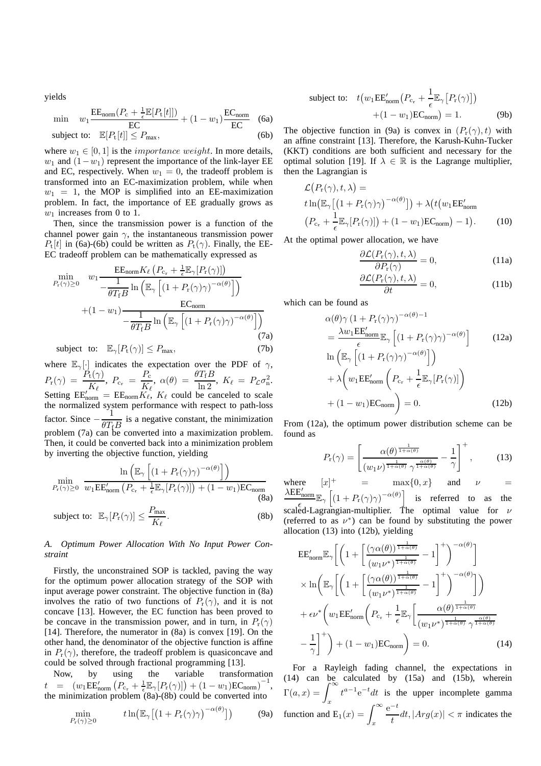yields

$$\min \quad w_1 \frac{\mathrm{EE}_{\text{norm}}(P_{\text{c}} + \frac{1}{\epsilon}\mathbb{E}[P_{\text{t}}[t]])}{\mathrm{EC}} + (1-w_1)\frac{\mathrm{EC}_{\text{norm}}}{\mathrm{EC}} \quad \text{(6a)}$$

$$\text{subject to:} \quad \mathbb{E}[P_{\text{t}}[t]] \le P_{\max}, \quad \text{(6b)}$$

where $w_1 \in [0,1]$ is the *importance weight*. In more details, $w_1$ and $(1-w_1)$ represent the importance of the link-layer EE and EC, respectively. When $w_1 = 0$, the tradeoff problem is transformed into an EC-maximization problem, while when $w_1 = 1$, the MOP is simplified into an EE-maximization problem. In fact, the importance of EE gradually grows as $w_1$ increases from 0 to 1.

Then, since the transmission power is a function of the channel power gain $\gamma$, the instantaneous transmission power $P_{\text{t}}[t]$ in (6a)-(6b) could be written as $P_{\text{t}}(\gamma)$. Finally, the EE-EC tradeoff problem can be mathematically expressed as

$$\min_{P_{\text{r}}(\gamma)\ge 0} \quad w_1 \frac{\mathrm{EE}_{\text{norm}} K_\ell \left(P_{\text{c}_{\text{r}}} + \frac{1}{\epsilon}\mathbb{E}_\gamma[P_{\text{r}}(\gamma)]\right)}{-\frac{1}{\theta T_{\text{f}} B}\ln\left(\mathbb{E}_\gamma\left[\left(1+P_{\text{r}}(\gamma)\gamma\right)^{-\alpha(\theta)}\right]\right)} + (1-w_1)\frac{\mathrm{EC}_{\text{norm}}}{-\frac{1}{\theta T_{\text{f}} B}\ln\left(\mathbb{E}_\gamma\left[\left(1+P_{\text{r}}(\gamma)\gamma\right)^{-\alpha(\theta)}\right]\right)} \quad \text{(7a)}$$

$$\text{subject to:} \quad \mathbb{E}_\gamma[P_{\text{t}}(\gamma)] \le P_{\max}, \quad \text{(7b)}$$

where $\mathbb{E}_\gamma[\cdot]$ indicates the expectation over the PDF of $\gamma$, $P_{\text{r}}(\gamma) = \frac{P_{\text{t}}(\gamma)}{K_\ell}$, $P_{\text{c}_{\text{r}}} = \frac{P_{\text{c}}}{K_\ell}$, $\alpha(\theta) = \frac{\theta T_{\text{f}} B}{\ln 2}$, $K_\ell = P_{\mathcal{L}}\sigma_{\text{n}}^2$. Setting $\mathrm{EE}'_{\text{norm}} = \mathrm{EE}_{\text{norm}} K_\ell$, $K_\ell$ could be canceled to scale the normalized system performance with respect to path-loss factor. Since $-\frac{1}{\theta T_{\text{f}} B}$ is a negative constant, the minimization problem (7a) can be converted into a maximization problem. Then, it could be converted back into a minimization problem by inverting the objective function, yielding

$$\min_{P_{\text{r}}(\gamma)\ge 0} \quad \frac{\ln\left(\mathbb{E}_\gamma\left[\left(1+P_{\text{r}}(\gamma)\gamma\right)^{-\alpha(\theta)}\right]\right)}{w_1 \mathrm{EE}'_{\text{norm}}\left(P_{\text{c}_{\text{r}}} + \frac{1}{\epsilon}\mathbb{E}_\gamma[P_{\text{r}}(\gamma)]\right) + (1-w_1)\mathrm{EC}_{\text{norm}}} \quad \text{(8a)}$$

$$\text{subject to:} \quad \mathbb{E}_\gamma[P_{\text{r}}(\gamma)] \le \frac{P_{\max}}{K_\ell}. \quad \text{(8b)}$$

### A. Optimum Power Allocation With No Input Power Constraint

Firstly, the unconstrained SOP is tackled, paving the way for the optimum power allocation strategy of the SOP with input average power constraint. The objective function in (8a) involves the ratio of two functions of $P_{\text{r}}(\gamma)$, and it is not concave [13]. However, the EC function has been proved to be concave in the transmission power, and in turn, in $P_{\text{r}}(\gamma)$ [14]. Therefore, the numerator in (8a) is convex [19]. On the other hand, the denominator of the objective function is affine in $P_{\text{r}}(\gamma)$, therefore, the tradeoff problem is quasiconcave and could be solved through fractional programming [13].

Now, by using the variable transformation $t = \left(w_1 \mathrm{EE}'_{\text{norm}}\left(P_{\text{c}_{\text{r}}} + \frac{1}{\epsilon}\mathbb{E}_\gamma[P_{\text{r}}(\gamma)]\right) + (1-w_1)\mathrm{EC}_{\text{norm}}\right)^{-1}$, the minimization problem (8a)-(8b) could be converted into

$$\min_{P_{\text{r}}(\gamma)\ge 0} \quad t\ln\left(\mathbb{E}_\gamma\left[\left(1+P_{\text{r}}(\gamma)\gamma\right)^{-\alpha(\theta)}\right]\right) \quad \text{(9a)}$$

$$\text{subject to:} \quad t\left(w_1 \mathrm{EE}'_{\text{norm}}\left(P_{\text{c}_{\text{r}}} + \frac{1}{\epsilon}\mathbb{E}_\gamma\left[P_{\text{r}}(\gamma)\right]\right) + (1-w_1)\mathrm{EC}_{\text{norm}}\right) = 1. \quad \text{(9b)}$$

The objective function in (9a) is convex in $(P_{\text{r}}(\gamma), t)$ with an affine constraint [13]. Therefore, the Karush-Kuhn-Tucker (KKT) conditions are both sufficient and necessary for the optimal solution [19]. If $\lambda \in \mathbb{R}$ is the Lagrange multiplier, then the Lagrangian is

$$\mathcal{L}\left(P_{\text{r}}(\gamma), t, \lambda\right) = t\ln\left(\mathbb{E}_\gamma\left[\left(1+P_{\text{r}}(\gamma)\gamma\right)^{-\alpha(\theta)}\right]\right) + \lambda\Big(t\big(w_1 \mathrm{EE}'_{\text{norm}}\left(P_{\text{c}_{\text{r}}} + \frac{1}{\epsilon}\mathbb{E}_\gamma[P_{\text{r}}(\gamma)]\right) + (1-w_1)\mathrm{EC}_{\text{norm}}\big) - 1\Big). \quad \text{(10)}$$

At the optimal power allocation, we have

$$\frac{\partial \mathcal{L}(P_{\text{r}}(\gamma), t, \lambda)}{\partial P_{\text{r}}(\gamma)} = 0, \quad \text{(11a)}$$

$$\frac{\partial \mathcal{L}(P_{\text{r}}(\gamma), t, \lambda)}{\partial t} = 0, \quad \text{(11b)}$$

which can be found as

$$\alpha(\theta)\gamma\left(1+P_{\text{r}}(\gamma)\gamma\right)^{-\alpha(\theta)-1} = \frac{\lambda w_1 \mathrm{EE}'_{\text{norm}}}{\epsilon}\mathbb{E}_\gamma\left[\left(1+P_{\text{r}}(\gamma)\gamma\right)^{-\alpha(\theta)}\right] \quad \text{(12a)}$$

$$\ln\left(\mathbb{E}_\gamma\left[\left(1+P_{\text{r}}(\gamma)\gamma\right)^{-\alpha(\theta)}\right]\right) + \lambda\left(w_1 \mathrm{EE}'_{\text{norm}}\left(P_{\text{c}_{\text{r}}} + \frac{1}{\epsilon}\mathbb{E}_\gamma[P_{\text{r}}(\gamma)]\right) + (1-w_1)\mathrm{EC}_{\text{norm}}\right) = 0. \quad \text{(12b)}$$

From (12a), the optimum power distribution scheme can be found as

$$P_{\text{r}}(\gamma) = \left[\frac{\alpha(\theta)^{\frac{1}{1+\alpha(\theta)}}}{(w_1\nu)^{\frac{1}{1+\alpha(\theta)}}\gamma^{\frac{\alpha(\theta)}{1+\alpha(\theta)}}} - \frac{1}{\gamma}\right]^+, \quad \text{(13)}$$

where $[x]^+ = \max\{0, x\}$ and $\nu = \frac{\lambda \mathrm{EE}'_{\text{norm}}}{\epsilon}\mathbb{E}_\gamma\left[\left(1+P_{\text{r}}(\gamma)\gamma\right)^{-\alpha(\theta)}\right]$ is referred to as the scaled-Lagrangian-multiplier. The optimal value for $\nu$ (referred to as $\nu^*$) can be found by substituting the power allocation (13) into (12b), yielding

$$\mathrm{EE}'_{\text{norm}}\mathbb{E}_\gamma\left[\left(1+\left[\frac{(\gamma\alpha(\theta))^{\frac{1}{1+\alpha(\theta)}}}{(w_1\nu^*)^{\frac{1}{1+\alpha(\theta)}}} - 1\right]^+\right)^{-\alpha(\theta)}\right] \times \ln\left(\mathbb{E}_\gamma\left[\left(1+\left[\frac{(\gamma\alpha(\theta))^{\frac{1}{1+\alpha(\theta)}}}{(w_1\nu^*)^{\frac{1}{1+\alpha(\theta)}}} - 1\right]^+\right)^{-\alpha(\theta)}\right]\right) + \epsilon\nu^*\left(w_1 \mathrm{EE}'_{\text{norm}}\left(P_{\text{c}_{\text{r}}} + \frac{1}{\epsilon}\mathbb{E}_\gamma\left[\frac{\alpha(\theta)^{\frac{1}{1+\alpha(\theta)}}}{(w_1\nu^*)^{\frac{1}{1+\alpha(\theta)}}\gamma^{\frac{\alpha(\theta)}{1+\alpha(\theta)}}} - \frac{1}{\gamma}\right]^+\right) + (1-w_1)\mathrm{EC}_{\text{norm}}\right) = 0. \quad \text{(14)}$$

For a Rayleigh fading channel, the expectations in (14) can be calculated by (15a) and (15b), wherein $\Gamma(a,x) = \int_x^\infty t^{a-1}\mathrm{e}^{-t}dt$ is the upper incomplete gamma function and $\mathrm{E}_1(x) = \int_x^\infty \frac{\mathrm{e}^{-t}}{t}dt, |Arg(x)| < \pi$ indicates the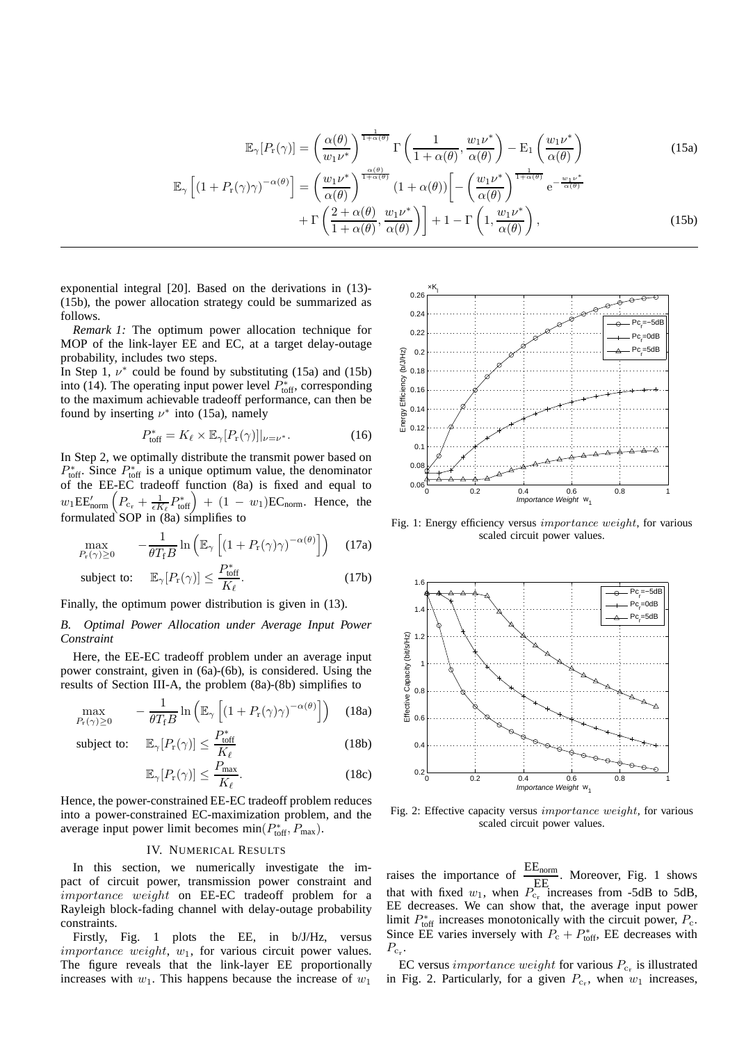$$\mathbb{E}_{\gamma}[P_{\rm r}(\gamma)] = \left(\frac{\alpha(\theta)}{w_1\nu^*}\right)^{\frac{1}{1+\alpha(\theta)}} \Gamma\left(\frac{1}{1+\alpha(\theta)}, \frac{w_1\nu^*}{\alpha(\theta)}\right) - \mathrm{E}_1\left(\frac{w_1\nu^*}{\alpha(\theta)}\right) \tag{15a}$$

$$\mathbb{E}_{\gamma}\left[(1+P_{\rm r}(\gamma)\gamma)^{-\alpha(\theta)}\right] = \left(\frac{w_1\nu^*}{\alpha(\theta)}\right)^{\frac{\alpha(\theta)}{1+\alpha(\theta)}} (1+\alpha(\theta))\Bigg[-\left(\frac{w_1\nu^*}{\alpha(\theta)}\right)^{\frac{1}{1+\alpha(\theta)}} \mathrm{e}^{-\frac{w_1\nu^*}{\alpha(\theta)}} + \Gamma\left(\frac{2+\alpha(\theta)}{1+\alpha(\theta)}, \frac{w_1\nu^*}{\alpha(\theta)}\right)\Bigg] + 1 - \Gamma\left(1, \frac{w_1\nu^*}{\alpha(\theta)}\right), \tag{15b}$$

exponential integral [20]. Based on the derivations in (13)-(15b), the power allocation strategy could be summarized as follows.

*Remark 1:* The optimum power allocation technique for MOP of the link-layer EE and EC, at a target delay-outage probability, includes two steps.

In Step 1, $\nu^*$ could be found by substituting (15a) and (15b) into (14). The operating input power level $P^*_{\rm toff}$, corresponding to the maximum achievable tradeoff performance, can then be found by inserting $\nu^*$ into (15a), namely

$$P^*_{\rm toff} = K_\ell \times \mathbb{E}_{\gamma}[P_{\rm r}(\gamma)]|_{\nu=\nu^*}. \tag{16}$$

In Step 2, we optimally distribute the transmit power based on $P^*_{\rm toff}$. Since $P^*_{\rm toff}$ is a unique optimum value, the denominator of the EE-EC tradeoff function (8a) is fixed and equal to $w_1 \mathrm{EE}'_{\rm norm}\left(P_{\rm c_r} + \frac{1}{\epsilon K_\ell} P^*_{\rm toff}\right) + (1-w_1)\mathrm{EC}_{\rm norm}$. Hence, the formulated SOP in (8a) simplifies to

$$\max_{P_{\rm r}(\gamma)\geq 0} \quad -\frac{1}{\theta T_{\rm f} B} \ln\left(\mathbb{E}_{\gamma}\left[(1+P_{\rm r}(\gamma)\gamma)^{-\alpha(\theta)}\right]\right) \tag{17a}$$

$$\text{subject to:} \quad \mathbb{E}_{\gamma}[P_{\rm r}(\gamma)] \leq \frac{P^*_{\rm toff}}{K_\ell}. \tag{17b}$$

Finally, the optimum power distribution is given in (13).

### *B. Optimal Power Allocation under Average Input Power Constraint*

Here, the EE-EC tradeoff problem under an average input power constraint, given in (6a)-(6b), is considered. Using the results of Section III-A, the problem (8a)-(8b) simplifies to

$$\max_{P_{\rm r}(\gamma)\geq 0} \quad -\frac{1}{\theta T_{\rm f} B} \ln\left(\mathbb{E}_{\gamma}\left[(1+P_{\rm r}(\gamma)\gamma)^{-\alpha(\theta)}\right]\right) \tag{18a}$$

$$\text{subject to:} \quad \mathbb{E}_{\gamma}[P_{\rm r}(\gamma)] \leq \frac{P^*_{\rm toff}}{K_\ell} \tag{18b}$$

$$\mathbb{E}_{\gamma}[P_{\rm r}(\gamma)] \leq \frac{P_{\rm max}}{K_\ell}. \tag{18c}$$

Hence, the power-constrained EE-EC tradeoff problem reduces into a power-constrained EC-maximization problem, and the average input power limit becomes $\min(P^*_{\rm toff}, P_{\rm max})$.

## IV. Numerical Results

In this section, we numerically investigate the impact of circuit power, transmission power constraint and *importance weight* on EE-EC tradeoff problem for a Rayleigh block-fading channel with delay-outage probability constraints.

Firstly, Fig. 1 plots the EE, in b/J/Hz, versus *importance weight*, $w_1$, for various circuit power values. The figure reveals that the link-layer EE proportionally increases with $w_1$. This happens because the increase of $w_1$ raises the importance of $\frac{\mathrm{EE}_{\rm norm}}{\mathrm{EE}}$. Moreover, Fig. 1 shows that with fixed $w_1$, when $P_{\rm c_r}$ increases from -5dB to 5dB, EE decreases. We can show that, the average input power limit $P^*_{\rm toff}$ increases monotonically with the circuit power, $P_{\rm c}$. Since EE varies inversely with $P_{\rm c} + P^*_{\rm toff}$, EE decreases with $P_{\rm c_r}$.

Fig. 1: Energy efficiency versus *importance weight*, for various scaled circuit power values.

Fig. 2: Effective capacity versus *importance weight*, for various scaled circuit power values.

EC versus *importance weight* for various $P_{\rm c_r}$ is illustrated in Fig. 2. Particularly, for a given $P_{\rm c_r}$, when $w_1$ increases,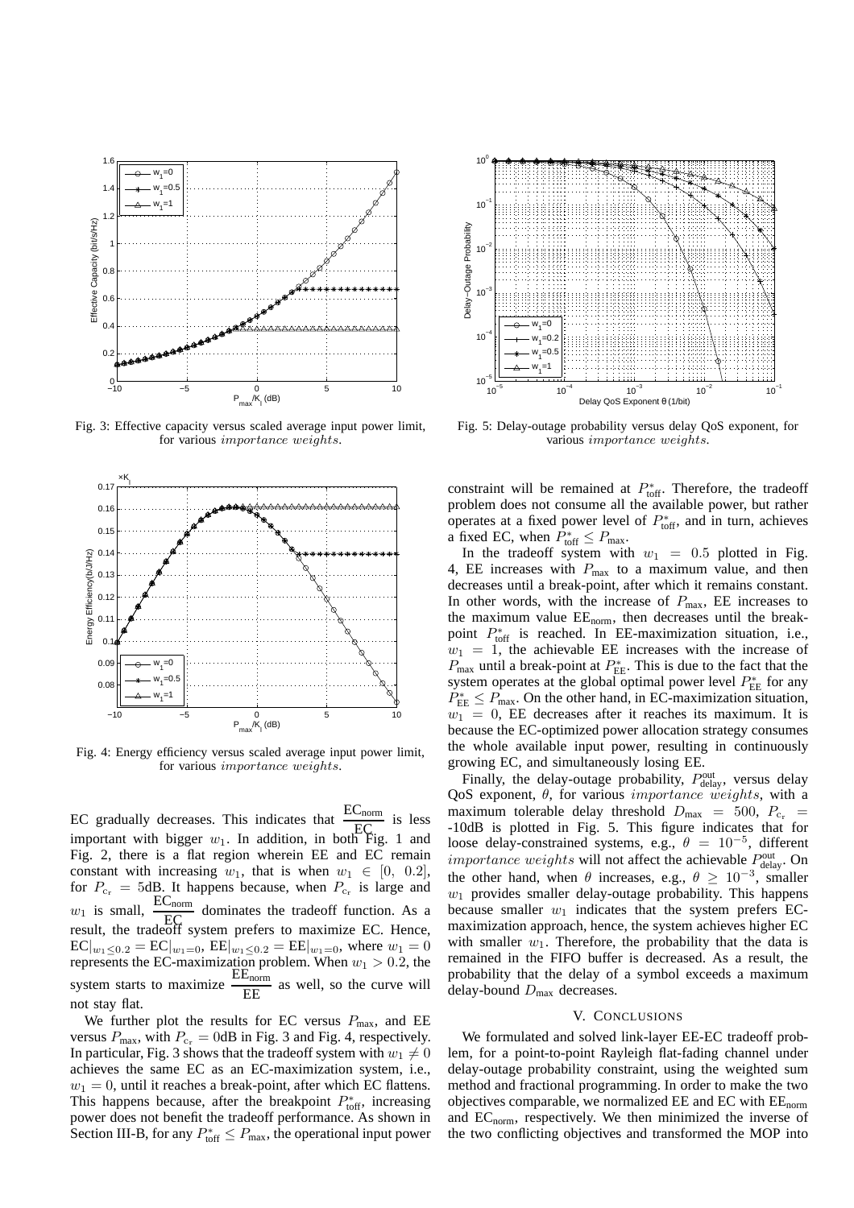Fig. 3: Effective capacity versus scaled average input power limit, for various *importance weights*.

Fig. 4: Energy efficiency versus scaled average input power limit, for various *importance weights*.

Fig. 5: Delay-outage probability versus delay QoS exponent, for various *importance weights*.

EC gradually decreases. This indicates that $\frac{\text{EC}_{\text{norm}}}{\text{EC}}$ is less important with bigger $w_1$. In addition, in both Fig. 1 and Fig. 2, there is a flat region wherein EE and EC remain constant with increasing $w_1$, that is when $w_1 \in [0,\ 0.2]$, for $P_{c_r} = 5$dB. It happens because, when $P_{c_r}$ is large and $w_1$ is small, $\frac{\text{EC}_{\text{norm}}}{\text{EC}}$ dominates the tradeoff function. As a result, the tradeoff system prefers to maximize EC. Hence, $\text{EC}|_{w_1 \leq 0.2} = \text{EC}|_{w_1=0}$, $\text{EE}|_{w_1 \leq 0.2} = \text{EE}|_{w_1=0}$, where $w_1 = 0$ represents the EC-maximization problem. When $w_1 > 0.2$, the system starts to maximize $\frac{\text{EE}_{\text{norm}}}{\text{EE}}$ as well, so the curve will not stay flat.

We further plot the results for EC versus $P_{\max}$, and EE versus $P_{\max}$, with $P_{c_r} = 0$dB in Fig. 3 and Fig. 4, respectively. In particular, Fig. 3 shows that the tradeoff system with $w_1 \neq 0$ achieves the same EC as an EC-maximization system, i.e., $w_1 = 0$, until it reaches a break-point, after which EC flattens. This happens because, after the breakpoint $P^*_{\text{toff}}$, increasing power does not benefit the tradeoff performance. As shown in Section III-B, for any $P^*_{\text{toff}} \leq P_{\max}$, the operational input power constraint will be remained at $P^*_{\text{toff}}$. Therefore, the tradeoff problem does not consume all the available power, but rather operates at a fixed power level of $P^*_{\text{toff}}$, and in turn, achieves a fixed EC, when $P^*_{\text{toff}} \leq P_{\max}$.

In the tradeoff system with $w_1 = 0.5$ plotted in Fig. 4, EE increases with $P_{\max}$ to a maximum value, and then decreases until a break-point, after which it remains constant. In other words, with the increase of $P_{\max}$, EE increases to the maximum value $\text{EE}_{\text{norm}}$, then decreases until the break-point $P^*_{\text{toff}}$ is reached. In EE-maximization situation, i.e., $w_1 = 1$, the achievable EE increases with the increase of $P_{\max}$ until a break-point at $P^*_{\text{EE}}$. This is due to the fact that the system operates at the global optimal power level $P^*_{\text{EE}}$ for any $P^*_{\text{EE}} \leq P_{\max}$. On the other hand, in EC-maximization situation, $w_1 = 0$, EE decreases after it reaches its maximum. It is because the EC-optimized power allocation strategy consumes the whole available input power, resulting in continuously growing EC, and simultaneously losing EE.

Finally, the delay-outage probability, $P^{\text{out}}_{\text{delay}}$, versus delay QoS exponent, $\theta$, for various *importance weights*, with a maximum tolerable delay threshold $D_{\max} = 500$, $P_{c_r} =$ -10dB is plotted in Fig. 5. This figure indicates that for loose delay-constrained systems, e.g., $\theta = 10^{-5}$, different *importance weights* will not affect the achievable $P^{\text{out}}_{\text{delay}}$. On the other hand, when $\theta$ increases, e.g., $\theta \geq 10^{-3}$, smaller $w_1$ provides smaller delay-outage probability. This happens because smaller $w_1$ indicates that the system prefers EC-maximization approach, hence, the system achieves higher EC with smaller $w_1$. Therefore, the probability that the data is remained in the FIFO buffer is decreased. As a result, the probability that the delay of a symbol exceeds a maximum delay-bound $D_{\max}$ decreases.

## V. Conclusions

We formulated and solved link-layer EE-EC tradeoff problem, for a point-to-point Rayleigh flat-fading channel under delay-outage probability constraint, using the weighted sum method and fractional programming. In order to make the two objectives comparable, we normalized EE and EC with $\text{EE}_{\text{norm}}$ and $\text{EC}_{\text{norm}}$, respectively. We then minimized the inverse of the two conflicting objectives and transformed the MOP into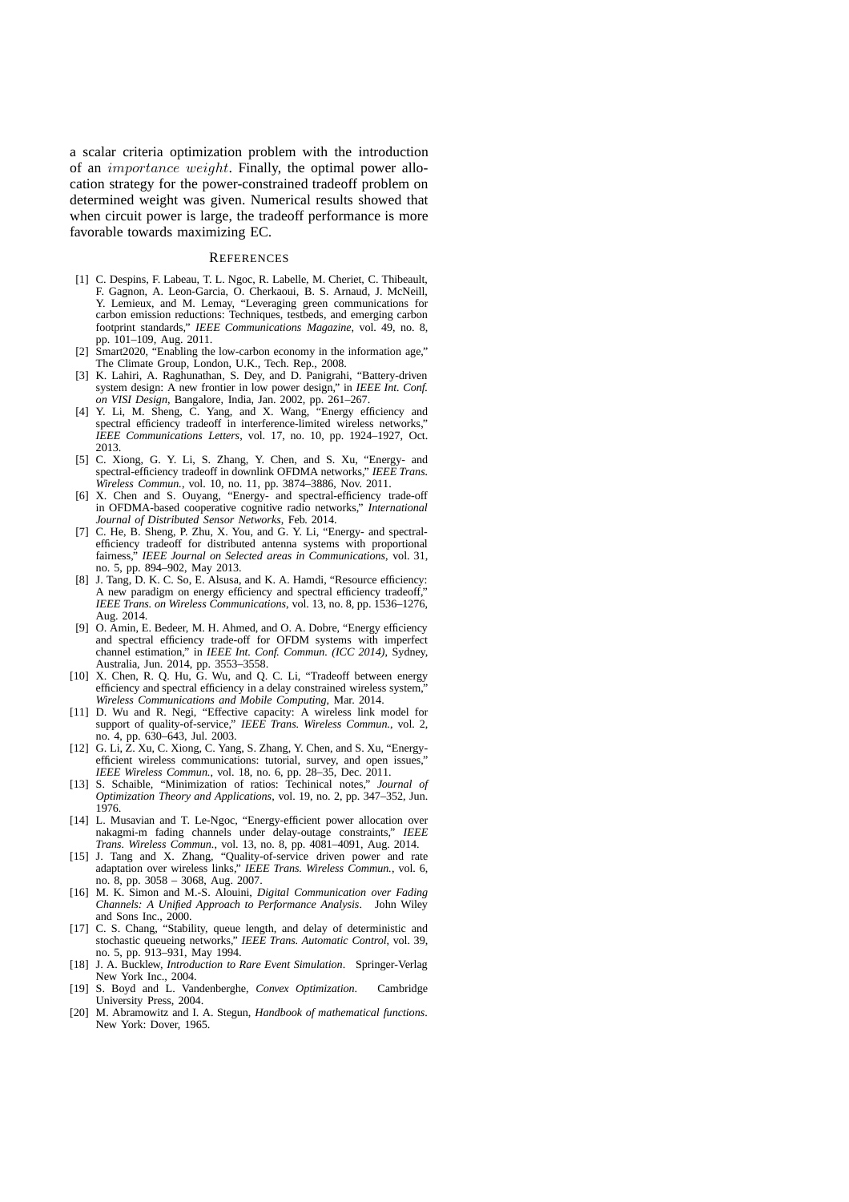a scalar criteria optimization problem with the introduction of an $importance\ weight$. Finally, the optimal power allocation strategy for the power-constrained tradeoff problem on determined weight was given. Numerical results showed that when circuit power is large, the tradeoff performance is more favorable towards maximizing EC.

## REFERENCES

[1] C. Despins, F. Labeau, T. L. Ngoc, R. Labelle, M. Cheriet, C. Thibeault, F. Gagnon, A. Leon-Garcia, O. Cherkaoui, B. S. Arnaud, J. McNeill, Y. Lemieux, and M. Lemay, "Leveraging green communications for carbon emission reductions: Techniques, testbeds, and emerging carbon footprint standards," *IEEE Communications Magazine*, vol. 49, no. 8, pp. 101–109, Aug. 2011.

[2] Smart2020, "Enabling the low-carbon economy in the information age," The Climate Group, London, U.K., Tech. Rep., 2008.

[3] K. Lahiri, A. Raghunathan, S. Dey, and D. Panigrahi, "Battery-driven system design: A new frontier in low power design," in *IEEE Int. Conf. on VISI Design*, Bangalore, India, Jan. 2002, pp. 261–267.

[4] Y. Li, M. Sheng, C. Yang, and X. Wang, "Energy efficiency and spectral efficiency tradeoff in interference-limited wireless networks," *IEEE Communications Letters*, vol. 17, no. 10, pp. 1924–1927, Oct. 2013.

[5] C. Xiong, G. Y. Li, S. Zhang, Y. Chen, and S. Xu, "Energy- and spectral-efficiency tradeoff in downlink OFDMA networks," *IEEE Trans. Wireless Commun.*, vol. 10, no. 11, pp. 3874–3886, Nov. 2011.

[6] X. Chen and S. Ouyang, "Energy- and spectral-efficiency trade-off in OFDMA-based cooperative cognitive radio networks," *International Journal of Distributed Sensor Networks*, Feb. 2014.

[7] C. He, B. Sheng, P. Zhu, X. You, and G. Y. Li, "Energy- and spectral-efficiency tradeoff for distributed antenna systems with proportional fairness," *IEEE Journal on Selected areas in Communications*, vol. 31, no. 5, pp. 894–902, May 2013.

[8] J. Tang, D. K. C. So, E. Alsusa, and K. A. Hamdi, "Resource efficiency: A new paradigm on energy efficiency and spectral efficiency tradeoff," *IEEE Trans. on Wireless Communications*, vol. 13, no. 8, pp. 1536–1276, Aug. 2014.

[9] O. Amin, E. Bedeer, M. H. Ahmed, and O. A. Dobre, "Energy efficiency and spectral efficiency trade-off for OFDM systems with imperfect channel estimation," in *IEEE Int. Conf. Commun. (ICC 2014)*, Sydney, Australia, Jun. 2014, pp. 3553–3558.

[10] X. Chen, R. Q. Hu, G. Wu, and Q. C. Li, "Tradeoff between energy efficiency and spectral efficiency in a delay constrained wireless system," *Wireless Communications and Mobile Computing*, Mar. 2014.

[11] D. Wu and R. Negi, "Effective capacity: A wireless link model for support of quality-of-service," *IEEE Trans. Wireless Commun.*, vol. 2, no. 4, pp. 630–643, Jul. 2003.

[12] G. Li, Z. Xu, C. Xiong, C. Yang, S. Zhang, Y. Chen, and S. Xu, "Energy-efficient wireless communications: tutorial, survey, and open issues," *IEEE Wireless Commun.*, vol. 18, no. 6, pp. 28–35, Dec. 2011.

[13] S. Schaible, "Minimization of ratios: Techinical notes," *Journal of Optimization Theory and Applications*, vol. 19, no. 2, pp. 347–352, Jun. 1976.

[14] L. Musavian and T. Le-Ngoc, "Energy-efficient power allocation over nakagmi-m fading channels under delay-outage constraints," *IEEE Trans. Wireless Commun.*, vol. 13, no. 8, pp. 4081–4091, Aug. 2014.

[15] J. Tang and X. Zhang, "Quality-of-service driven power and rate adaptation over wireless links," *IEEE Trans. Wireless Commun.*, vol. 6, no. 8, pp. 3058 – 3068, Aug. 2007.

[16] M. K. Simon and M.-S. Alouini, *Digital Communication over Fading Channels: A Unified Approach to Performance Analysis*. John Wiley and Sons Inc., 2000.

[17] C. S. Chang, "Stability, queue length, and delay of deterministic and stochastic queueing networks," *IEEE Trans. Automatic Control*, vol. 39, no. 5, pp. 913–931, May 1994.

[18] J. A. Bucklew, *Introduction to Rare Event Simulation*. Springer-Verlag New York Inc., 2004.

[19] S. Boyd and L. Vandenberghe, *Convex Optimization*. Cambridge University Press, 2004.

[20] M. Abramowitz and I. A. Stegun, *Handbook of mathematical functions*. New York: Dover, 1965.